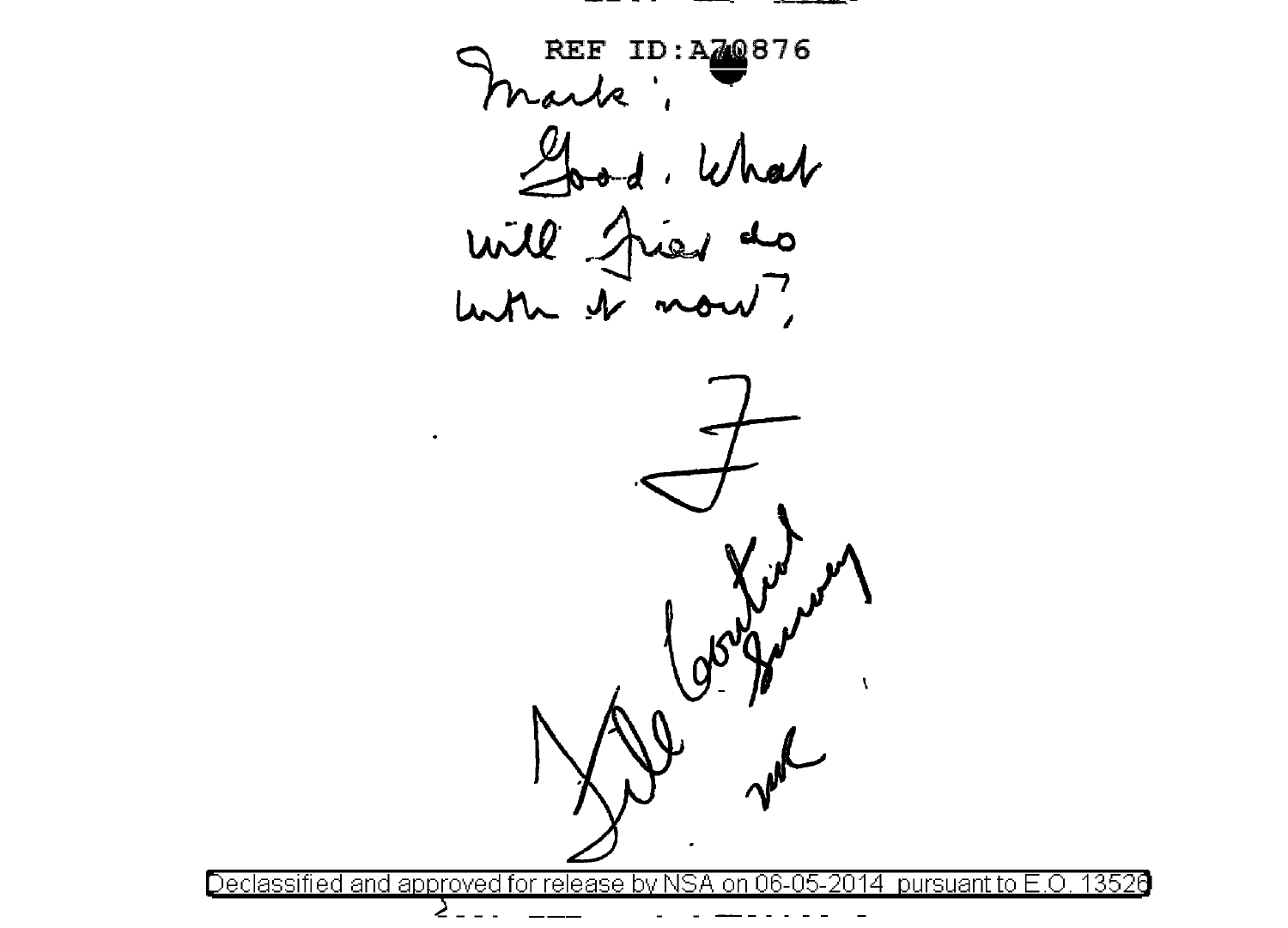REF ID:A70876

Mark:

Good. What will Friar do with it now?

F

File Cont'd Survey

wk

Declassified and approved for release by NSA on 06-05-2014 pursuant to E.O. 13526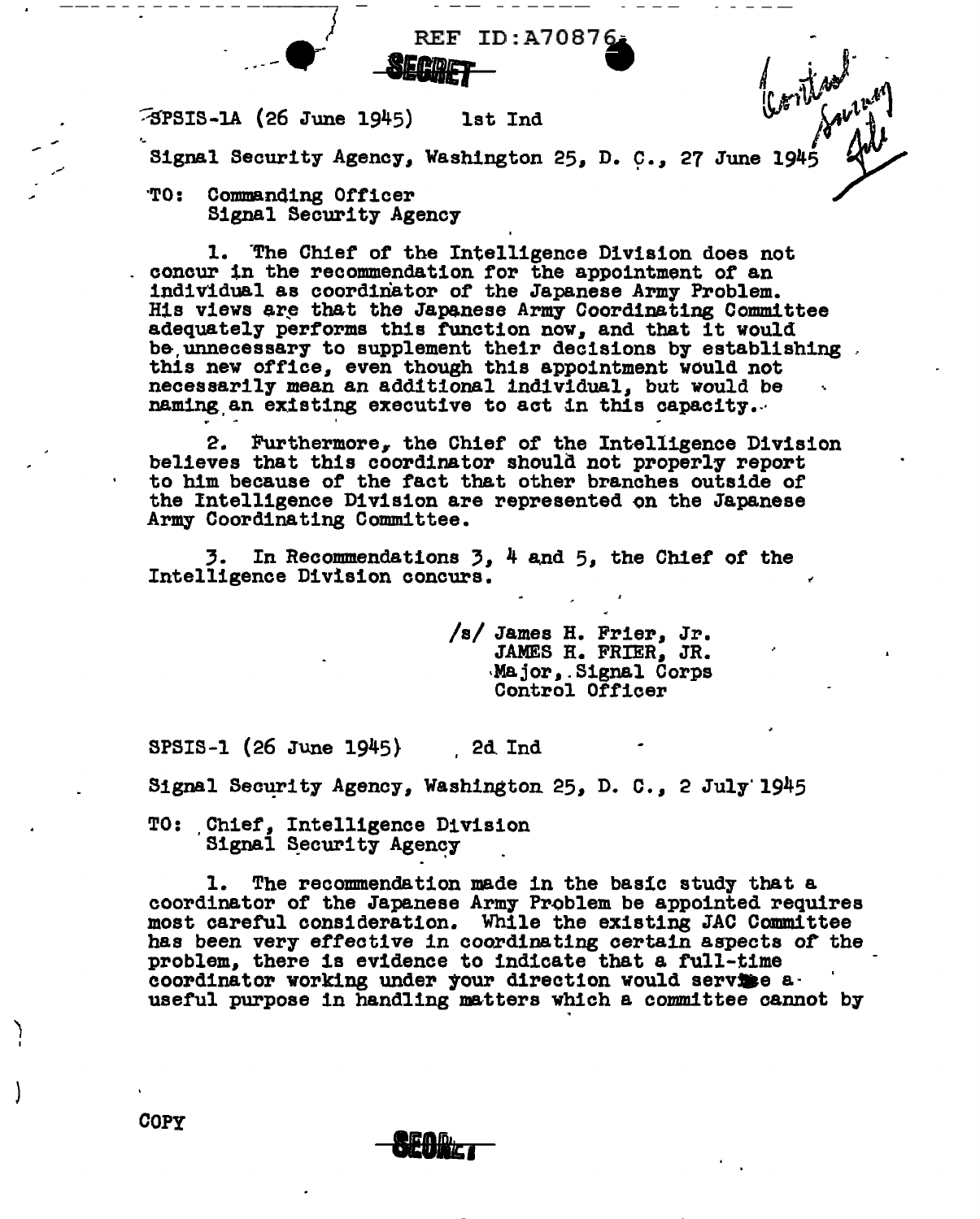REF ID:A70876

SECRET

SPSIS-1A (26 June 1945) 1st Ind

Signal Security Agency, Washington 25, D. C., 27 June 1945

TO: Commanding Officer
Signal Security Agency

1. The Chief of the Intelligence Division does not concur in the recommendation for the appointment of an individual as coordinator of the Japanese Army Problem. His views are that the Japanese Army Coordinating Committee adequately performs this function now, and that it would be unnecessary to supplement their decisions by establishing this new office, even though this appointment would not necessarily mean an additional individual, but would be naming an existing executive to act in this capacity.

2. Furthermore, the Chief of the Intelligence Division believes that this coordinator should not properly report to him because of the fact that other branches outside of the Intelligence Division are represented on the Japanese Army Coordinating Committee.

3. In Recommendations 3, 4 and 5, the Chief of the Intelligence Division concurs.

/s/ James H. Frier, Jr.
JAMES H. FRIER, JR.
Major, Signal Corps
Control Officer

SPSIS-1 (26 June 1945) 2d Ind

Signal Security Agency, Washington 25, D. C., 2 July 1945

TO: Chief, Intelligence Division
Signal Security Agency

1. The recommendation made in the basic study that a coordinator of the Japanese Army Problem be appointed requires most careful consideration. While the existing JAC Committee has been very effective in coordinating certain aspects of the problem, there is evidence to indicate that a full-time coordinator working under your direction would serve a useful purpose in handling matters which a committee cannot by

COPY

SECRET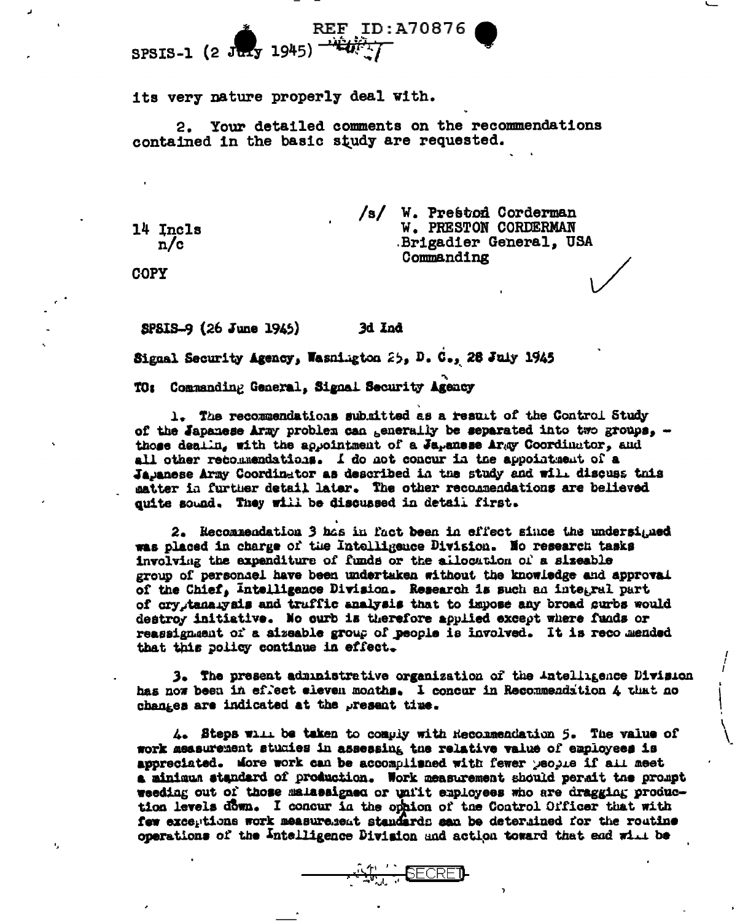SPSIS-1 (2 July 1945)

its very nature properly deal with.

2. Your detailed comments on the recommendations contained in the basic study are requested.

14 Incls
n/c

/s/ W. Preston Corderman
W. PRESTON CORDERMAN
Brigadier General, USA
Commanding

COPY

SPSIS-9 (26 June 1945) 3d Ind

Signal Security Agency, Washington 25, D. C., 28 July 1945

TO: Commanding General, Signal Security Agency

1. The recommendations submitted as a result of the Control Study of the Japanese Army problem can generally be separated into two groups, - those dealing with the appointment of a Japanese Army Coordinator, and all other recommendations. I do not concur in the appointment of a Japanese Army Coordinator as described in the study and will discuss this matter in further detail later. The other recommendations are believed quite sound. They will be discussed in detail first.

2. Recommendation 3 has in fact been in effect since the undersigned was placed in charge of the Intelligence Division. No research tasks involving the expenditure of funds or the allocation of a sizeable group of personnel have been undertaken without the knowledge and approval of the Chief, Intelligence Division. Research is such an integral part of cryptanalysis and traffic analysis that to impose any broad curbs would destroy initiative. No curb is therefore applied except where funds or reassignment of a sizeable group of people is involved. It is recommended that this policy continue in effect.

3. The present administrative organization of the Intelligence Division has now been in effect eleven months. I concur in Recommendation 4 that no changes are indicated at the present time.

4. Steps will be taken to comply with Recommendation 5. The value of work measurement studies in assessing the relative value of employees is appreciated. More work can be accomplished with fewer people if all meet a minimum standard of production. Work measurement should permit the prompt weeding out of those malassigned or unfit employees who are dragging production levels down. I concur in the opinion of the Control Officer that with few exceptions work measurement standards can be determined for the routine operations of the Intelligence Division and action toward that end will be

SECRET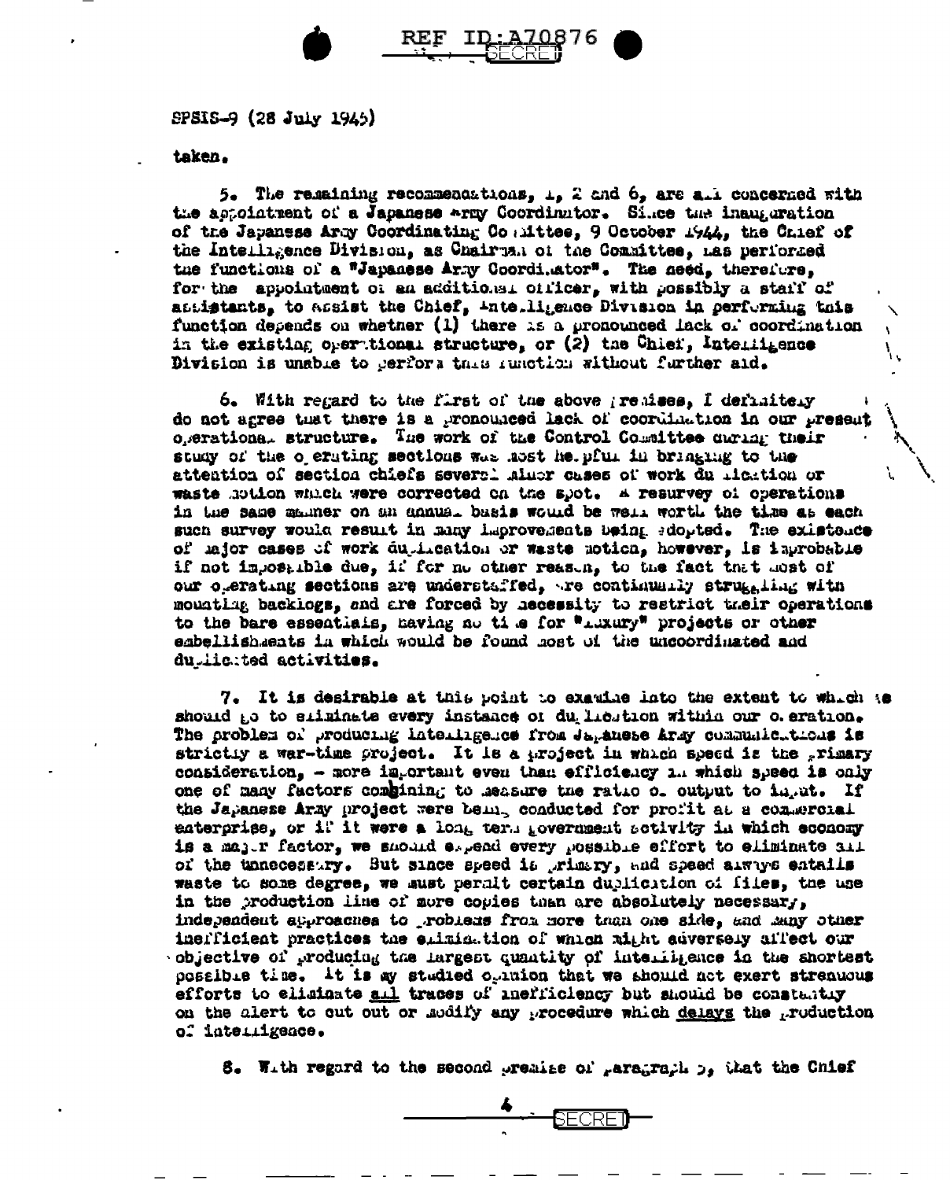SPSIS-9 (28 July 1945)

taken.

5. The remaining recommendations, 1, 2 and 6, are all concerned with the appointment of a Japanese Army Coordinator. Since the inauguration of the Japanese Army Coordinating Committee, 9 October 1944, the Chief of the Intelligence Division, as Chairman of the Committee, has performed the functions of a "Japanese Army Coordinator". The need, therefore, for the appointment of an additional officer, with possibly a staff of assistants, to assist the Chief, Intelligence Division in performing this function depends on whether (1) there is a pronounced lack of coordination in the existing operational structure, or (2) the Chief, Intelligence Division is unable to perform this function without further aid.

6. With regard to the first of the above premises, I definitely do not agree that there is a pronounced lack of coordination in our present operational structure. The work of the Control Committee during their study of the operating sections was most helpful in bringing to the attention of section chiefs several minor cases of work duplication or waste motion which were corrected on the spot. A resurvey of operations in the same manner on an annual basis would be well worth the time as each such survey would result in many improvements being adopted. The existence of major cases of work duplication or waste motion, however, is improbable if not impossible due, if for no other reason, to the fact that most of our operating sections are understaffed, are continually struggling with mounting backlogs, and are forced by necessity to restrict their operations to the bare essentials, having no time for "luxury" projects or other embellishments in which would be found most of the uncoordinated and duplicated activities.

7. It is desirable at this point to examine into the extent to which we should go to eliminate every instance of duplication within our operation. The problem of producing intelligence from Japanese Army communications is strictly a war-time project. It is a project in which speed is the primary consideration, - more important even than efficiency in which speed is only one of many factors combining to measure the ratio of output to input. If the Japanese Army project were being conducted for profit as a commercial enterprise, or if it were a long term government activity in which economy is a major factor, we should expend every possible effort to eliminate all of the unnecessary. But since speed is primary, and speed always entails waste to some degree, we must permit certain duplication of files, the use in the production line of more copies than are absolutely necessary, independent approaches to problems from more than one side, and many other inefficient practices the elimination of which might adversely affect our objective of producing the largest quantity of intelligence in the shortest possible time. It is my studied opinion that we should not exert strenuous efforts to eliminate <u>all</u> traces of inefficiency but should be constantly on the alert to cut out or modify any procedure which <u>delays</u> the production of intelligence.

8. With regard to the second premise of paragraph 5, that the Chief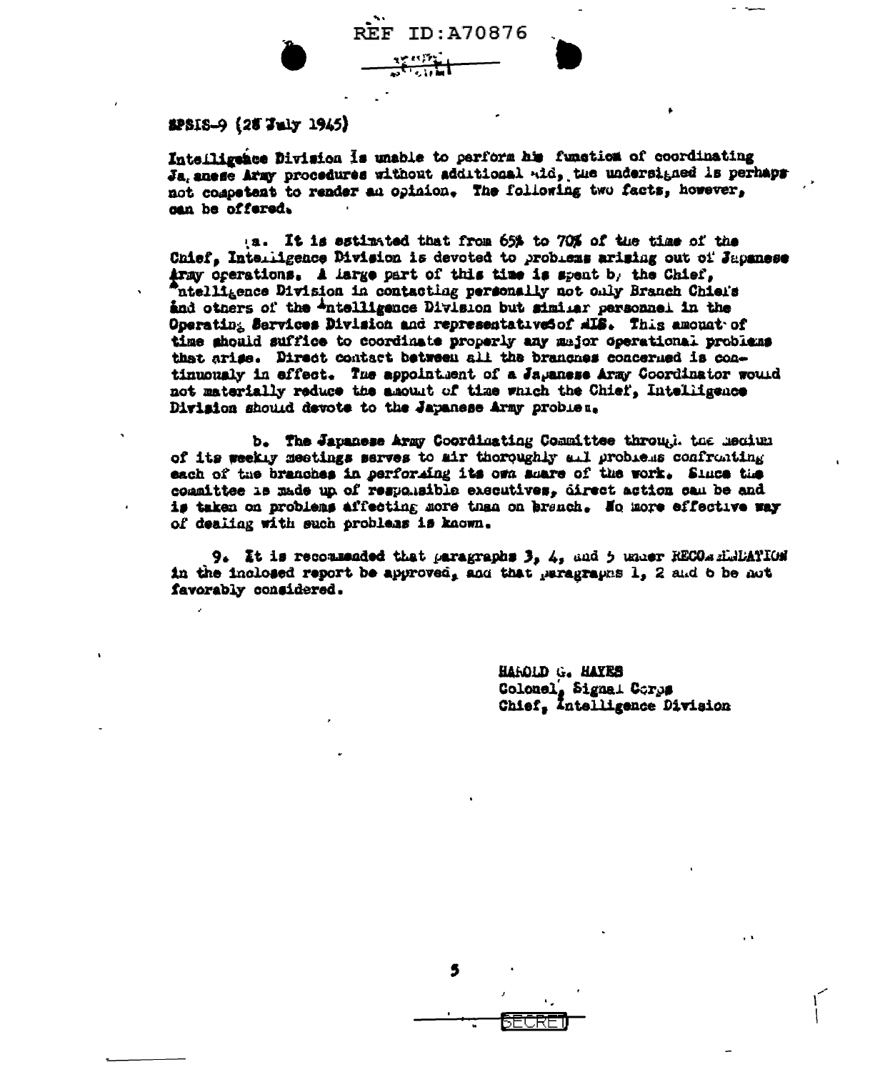SPSIS-9 (28 July 1945)

Intelligence Division is unable to perform his function of coordinating Japanese Army procedures without additional aid, the undersigned is perhaps not competent to render an opinion. The following two facts, however, can be offered.

a. It is estimated that from 65% to 70% of the time of the Chief, Intelligence Division is devoted to problems arising out of Japanese Army operations. A large part of this time is spent by the Chief, Intelligence Division in contacting personally not only Branch Chiefs and others of the Intelligence Division but similar personnel in the Operating Services Division and representatives of AIS. This amount of time should suffice to coordinate properly any major operational problems that arise. Direct contact between all the branches concerned is continuously in effect. The appointment of a Japanese Army Coordinator would not materially reduce the amount of time which the Chief, Intelligence Division should devote to the Japanese Army problem.

b. The Japanese Army Coordinating Committee through the medium of its weekly meetings serves to air thoroughly all problems confronting each of the branches in performing its own share of the work. Since the committee is made up of responsible executives, direct action can be and is taken on problems affecting more than on branch. No more effective way of dealing with such problems is known.

9. It is recommended that paragraphs 3, 4, and 5 under RECOMMENDATION in the inclosed report be approved, and that paragraphs 1, 2 and 6 be not favorably considered.

HAROLD G. HAYES
Colonel, Signal Corps
Chief, Intelligence Division